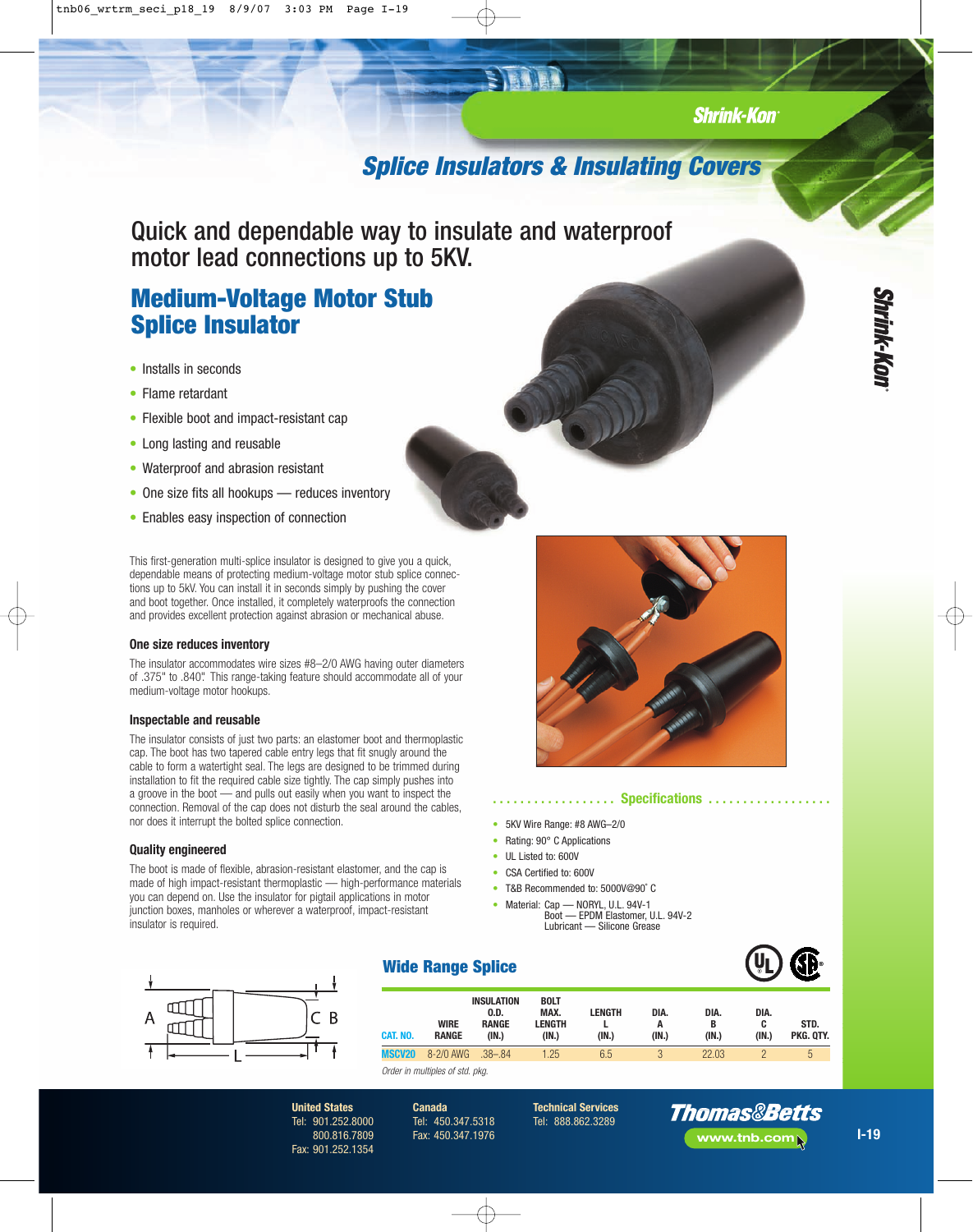# Shrink-Kon®

## Splice Insulators & Insulating Covers

Quick and dependable way to insulate and waterproof motor lead connections up to 5KV.

## Medium-Voltage Motor Stub Splice Insulator

- Installs in seconds
- Flame retardant
- Flexible boot and impact-resistant cap
- Long lasting and reusable
- Waterproof and abrasion resistant
- One size fits all hookups — reduces inventory
- Enables easy inspection of connection

This first-generation multi-splice insulator is designed to give you a quick, dependable means of protecting medium-voltage motor stub splice connections up to 5kV. You can install it in seconds simply by pushing the cover and boot together. Once installed, it completely waterproofs the connection and provides excellent protection against abrasion or mechanical abuse.

### One size reduces inventory

The insulator accommodates wire sizes #8–2/0 AWG having outer diameters of .375" to .840". This range-taking feature should accommodate all of your medium-voltage motor hookups.

### Inspectable and reusable

The insulator consists of just two parts: an elastomer boot and thermoplastic cap. The boot has two tapered cable entry legs that fit snugly around the cable to form a watertight seal. The legs are designed to be trimmed during installation to fit the required cable size tightly. The cap simply pushes into a groove in the boot — and pulls out easily when you want to inspect the connection. Removal of the cap does not disturb the seal around the cables, nor does it interrupt the bolted splice connection.

### Quality engineered

The boot is made of flexible, abrasion-resistant elastomer, and the cap is made of high impact-resistant thermoplastic — high-performance materials you can depend on. Use the insulator for pigtail applications in motor junction boxes, manholes or wherever a waterproof, impact-resistant insulator is required.

### Specifications

- 5KV Wire Range: #8 AWG–2/0
- Rating: 90° C Applications
- UL Listed to: 600V
- CSA Certified to: 600V
- T&B Recommended to: 5000V@90° C
- Material: Cap — NORYL, U.L. 94V-1
  Boot — EPDM Elastomer, U.L. 94V-2
  Lubricant — Silicone Grease

### Wide Range Splice

| CAT. NO. | WIRE RANGE | INSULATION O.D. RANGE (IN.) | BOLT MAX. LENGTH (IN.) | LENGTH L (IN.) | DIA. A (IN.) | DIA. B (IN.) | DIA. C (IN.) | STD. PKG. QTY. |
|---|---|---|---|---|---|---|---|---|
| MSCV20 | 8-2/0 AWG | .38–.84 | 1.25 | 6.5 | 3 | 22.03 | 2 | 5 |

*Order in multiples of std. pkg.*

**United States**
Tel: 901.252.8000
800.816.7809
Fax: 901.252.1354

**Canada**
Tel: 450.347.5318
Fax: 450.347.1976

**Technical Services**
Tel: 888.862.3289

**Thomas&Betts**
www.tnb.com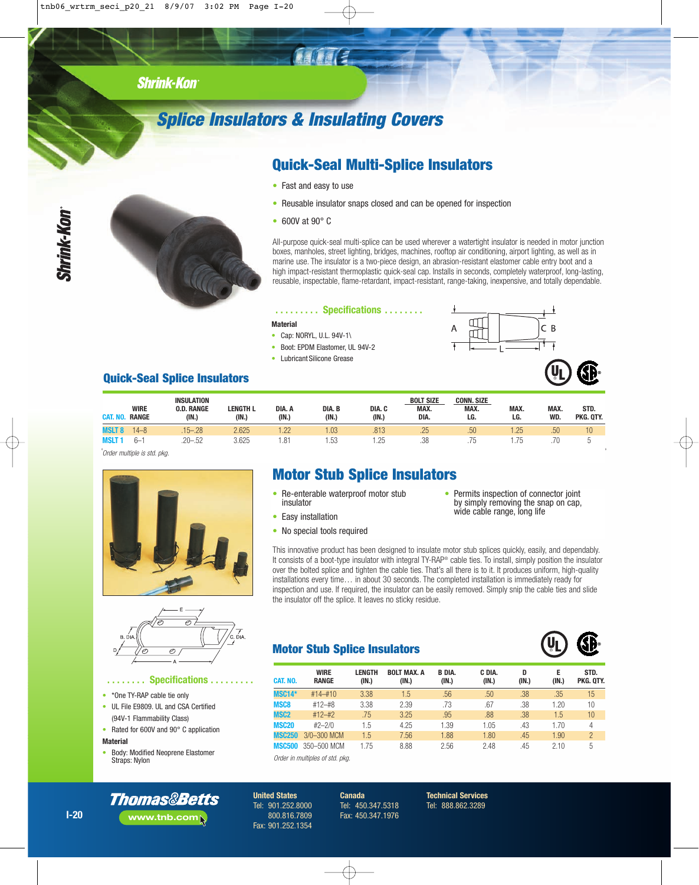Shrink-Kon

# Splice Insulators & Insulating Covers

## Quick-Seal Multi-Splice Insulators

- Fast and easy to use
- Reusable insulator snaps closed and can be opened for inspection
- 600V at 90° C

All-purpose quick-seal multi-splice can be used wherever a watertight insulator is needed in motor junction boxes, manholes, street lighting, bridges, machines, rooftop air conditioning, airport lighting, as well as in marine use. The insulator is a two-piece design, an abrasion-resistant elastomer cable entry boot and a high impact-resistant thermoplastic quick-seal cap. Installs in seconds, completely waterproof, long-lasting, reusable, inspectable, flame-retardant, impact-resistant, range-taking, inexpensive, and totally dependable.

### Specifications

**Material**

- Cap: NORYL, U.L. 94V-1\
- Boot: EPDM Elastomer, UL 94V-2
- Lubricant Silicone Grease

A C B L

## Quick-Seal Splice Insulators

| CAT. NO. | WIRE RANGE | INSULATION O.D. RANGE (IN.) | LENGTH L (IN.) | DIA. A (IN.) | DIA. B (IN.) | DIA. C (IN.) | BOLT SIZE MAX. DIA. | CONN. SIZE MAX. LG. | MAX. LG. | MAX. WD. | STD. PKG. QTY. |
|---|---|---|---|---|---|---|---|---|---|---|---|
| MSLT 8 | 14–8 | .15–.28 | 2.625 | 1.22 | 1.03 | .813 | .25 | .50 | 1.25 | .50 | 10 |
| MSLT 1 | 6–1 | .20–.52 | 3.625 | 1.81 | 1.53 | 1.25 | .38 | .75 | 1.75 | .70 | 5 |

*Order multiple is std. pkg.*

## Motor Stub Splice Insulators

- Re-enterable waterproof motor stub insulator
- Easy installation
- No special tools required
- Permits inspection of connector joint by simply removing the snap on cap, wide cable range, long life

This innovative product has been designed to insulate motor stub splices quickly, easily, and dependably. It consists of a boot-type insulator with integral TY-RAP® cable ties. To install, simply position the insulator over the bolted splice and tighten the cable ties. That's all there is to it. It produces uniform, high-quality installations every time… in about 30 seconds. The completed installation is immediately ready for inspection and use. If required, the insulator can be easily removed. Simply snip the cable ties and slide the insulator off the splice. It leaves no sticky residue.

E B. DIA. C. DIA. D A

### Specifications

- *One TY-RAP cable tie only
- UL File E9809. UL and CSA Certified (94V-1 Flammability Class)
- Rated for 600V and 90° C application

**Material**

- Body: Modified Neoprene Elastomer Straps: Nylon

## Motor Stub Splice Insulators

| CAT. NO. | WIRE RANGE | LENGTH (IN.) | BOLT MAX. A (IN.) | B DIA. (IN.) | C DIA. (IN.) | D (IN.) | E (IN.) | STD. PKG. QTY. |
|---|---|---|---|---|---|---|---|---|
| MSC14* | #14–#10 | 3.38 | 1.5 | .56 | .50 | .38 | .35 | 15 |
| MSC8 | #12–#8 | 3.38 | 2.39 | .73 | .67 | .38 | 1.20 | 10 |
| MSC2 | #12–#2 | .75 | 3.25 | .95 | .88 | .38 | 1.5 | 10 |
| MSC20 | #2–2/0 | 1.5 | 4.25 | 1.39 | 1.05 | .43 | 1.70 | 4 |
| MSC250 | 3/0–300 MCM | 1.5 | 7.56 | 1.88 | 1.80 | .45 | 1.90 | 2 |
| MSC500 | 350–500 MCM | 1.75 | 8.88 | 2.56 | 2.48 | .45 | 2.10 | 5 |

*Order in multiples of std. pkg.*

Thomas&Betts www.tnb.com

**United States** Tel: 901.252.8000 800.816.7809 Fax: 901.252.1354

**Canada** Tel: 450.347.5318 Fax: 450.347.1976

**Technical Services** Tel: 888.862.3289